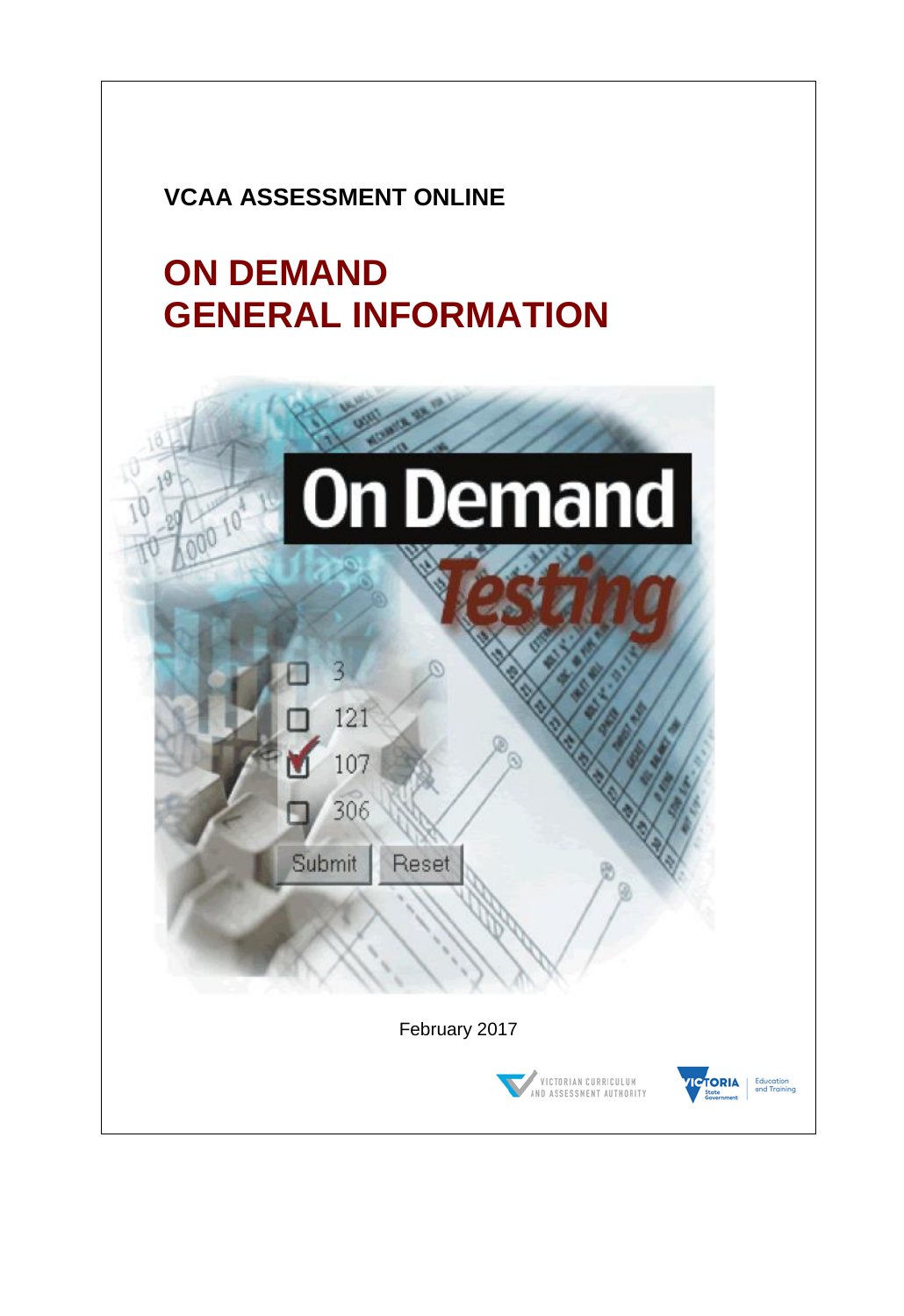**VCAA ASSESSMENT ONLINE**

# ON DEMAND
# GENERAL INFORMATION

February 2017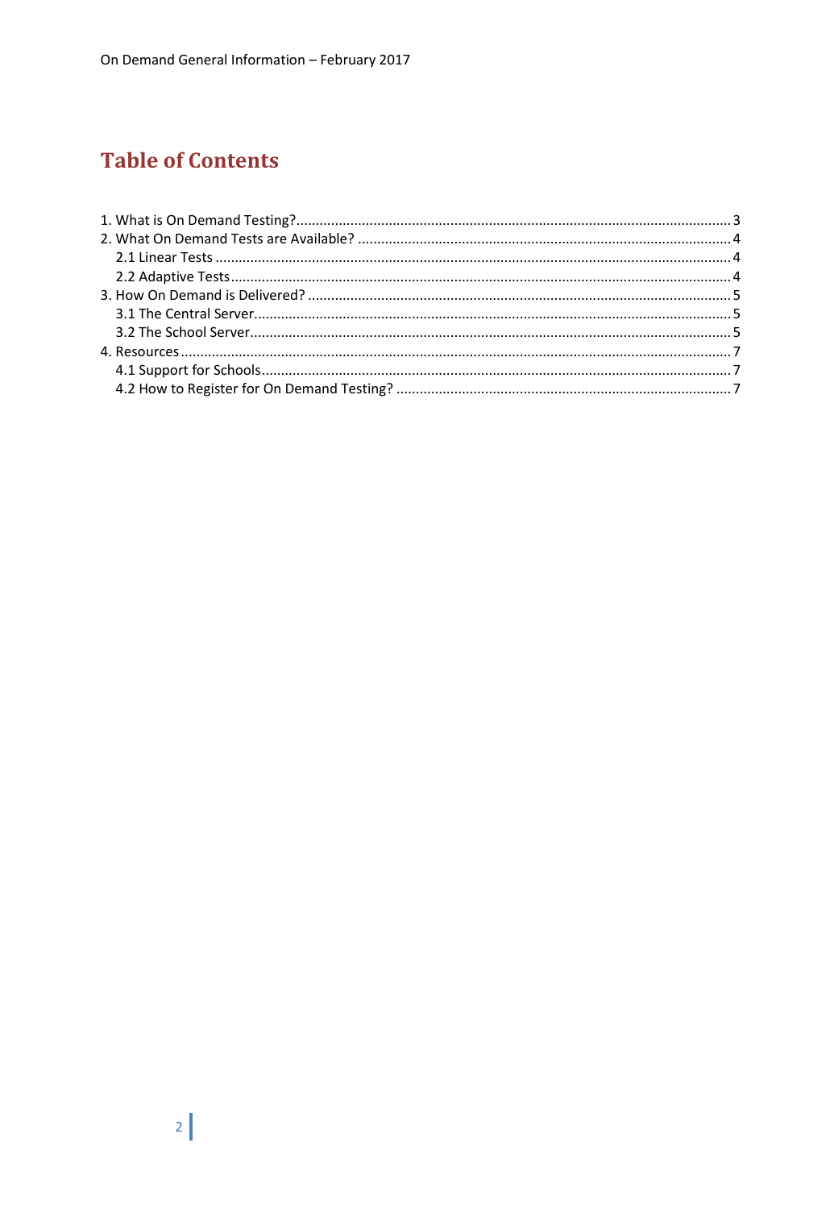# Table of Contents

1. What is On Demand Testing? ........ 3
2. What On Demand Tests are Available? ........ 4
   - 2.1 Linear Tests ........ 4
   - 2.2 Adaptive Tests ........ 4
3. How On Demand is Delivered? ........ 5
   - 3.1 The Central Server ........ 5
   - 3.2 The School Server ........ 5
4. Resources ........ 7
   - 4.1 Support for Schools ........ 7
   - 4.2 How to Register for On Demand Testing? ........ 7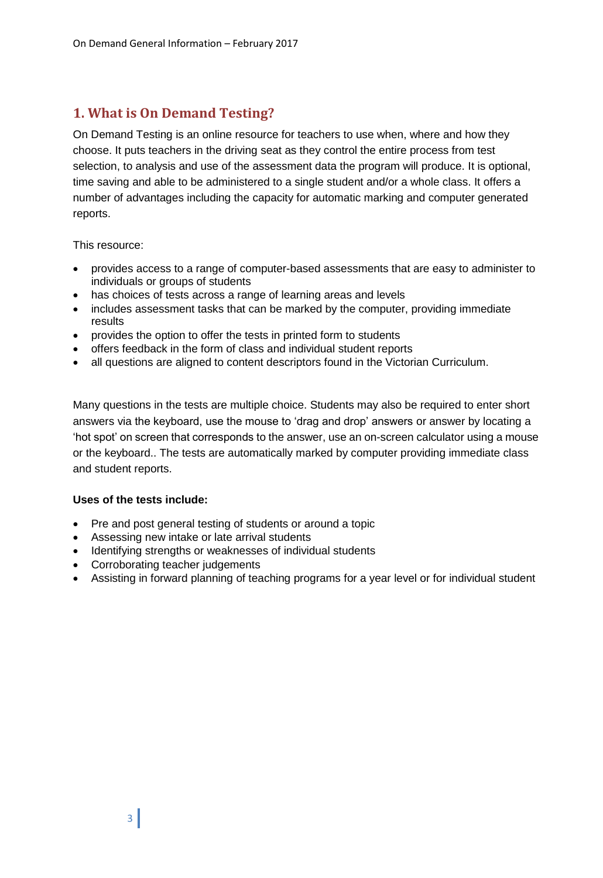## 1. What is On Demand Testing?

On Demand Testing is an online resource for teachers to use when, where and how they choose. It puts teachers in the driving seat as they control the entire process from test selection, to analysis and use of the assessment data the program will produce. It is optional, time saving and able to be administered to a single student and/or a whole class. It offers a number of advantages including the capacity for automatic marking and computer generated reports.

This resource:

- provides access to a range of computer-based assessments that are easy to administer to individuals or groups of students
- has choices of tests across a range of learning areas and levels
- includes assessment tasks that can be marked by the computer, providing immediate results
- provides the option to offer the tests in printed form to students
- offers feedback in the form of class and individual student reports
- all questions are aligned to content descriptors found in the Victorian Curriculum.

Many questions in the tests are multiple choice. Students may also be required to enter short answers via the keyboard, use the mouse to 'drag and drop' answers or answer by locating a 'hot spot' on screen that corresponds to the answer, use an on-screen calculator using a mouse or the keyboard.. The tests are automatically marked by computer providing immediate class and student reports.

**Uses of the tests include:**

- Pre and post general testing of students or around a topic
- Assessing new intake or late arrival students
- Identifying strengths or weaknesses of individual students
- Corroborating teacher judgements
- Assisting in forward planning of teaching programs for a year level or for individual student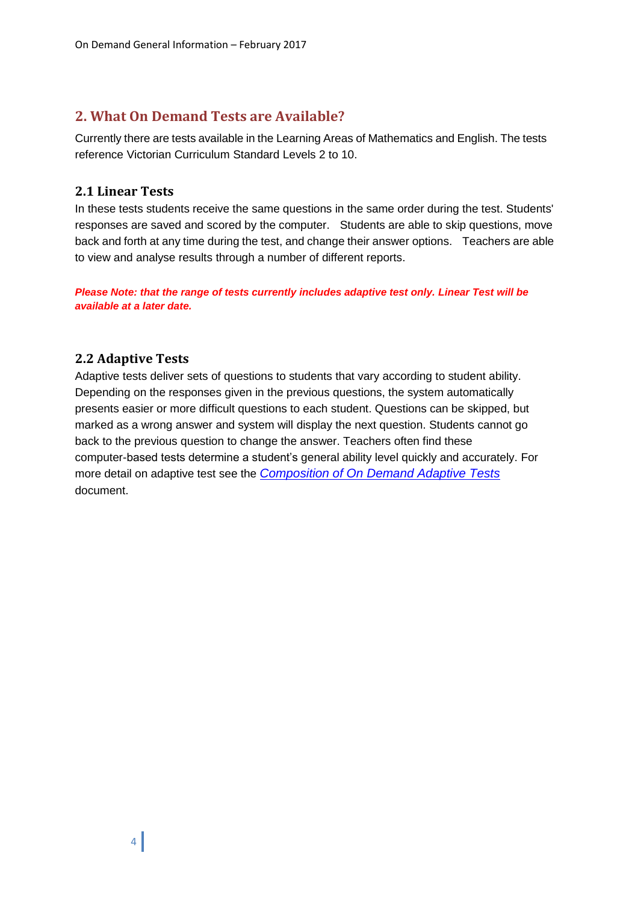## 2. What On Demand Tests are Available?

Currently there are tests available in the Learning Areas of Mathematics and English. The tests reference Victorian Curriculum Standard Levels 2 to 10.

### 2.1 Linear Tests

In these tests students receive the same questions in the same order during the test. Students' responses are saved and scored by the computer. Students are able to skip questions, move back and forth at any time during the test, and change their answer options. Teachers are able to view and analyse results through a number of different reports.

***Please Note: that the range of tests currently includes adaptive test only. Linear Test will be available at a later date.***

### 2.2 Adaptive Tests

Adaptive tests deliver sets of questions to students that vary according to student ability. Depending on the responses given in the previous questions, the system automatically presents easier or more difficult questions to each student. Questions can be skipped, but marked as a wrong answer and system will display the next question. Students cannot go back to the previous question to change the answer. Teachers often find these computer-based tests determine a student's general ability level quickly and accurately. For more detail on adaptive test see the *Composition of On Demand Adaptive Tests* document.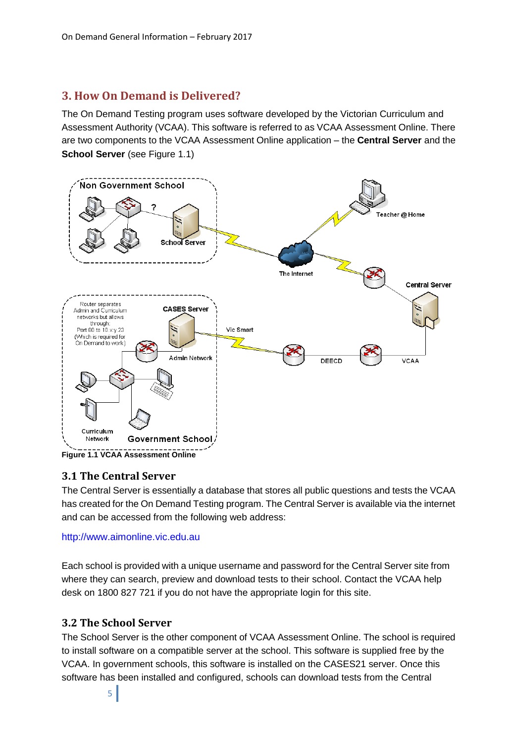## 3. How On Demand is Delivered?

The On Demand Testing program uses software developed by the Victorian Curriculum and Assessment Authority (VCAA). This software is referred to as VCAA Assessment Online. There are two components to the VCAA Assessment Online application – the **Central Server** and the **School Server** (see Figure 1.1)

**Figure 1.1 VCAA Assessment Online**

### 3.1 The Central Server

The Central Server is essentially a database that stores all public questions and tests the VCAA has created for the On Demand Testing program. The Central Server is available via the internet and can be accessed from the following web address:

http://www.aimonline.vic.edu.au

Each school is provided with a unique username and password for the Central Server site from where they can search, preview and download tests to their school. Contact the VCAA help desk on 1800 827 721 if you do not have the appropriate login for this site.

### 3.2 The School Server

The School Server is the other component of VCAA Assessment Online. The school is required to install software on a compatible server at the school. This software is supplied free by the VCAA. In government schools, this software is installed on the CASES21 server. Once this software has been installed and configured, schools can download tests from the Central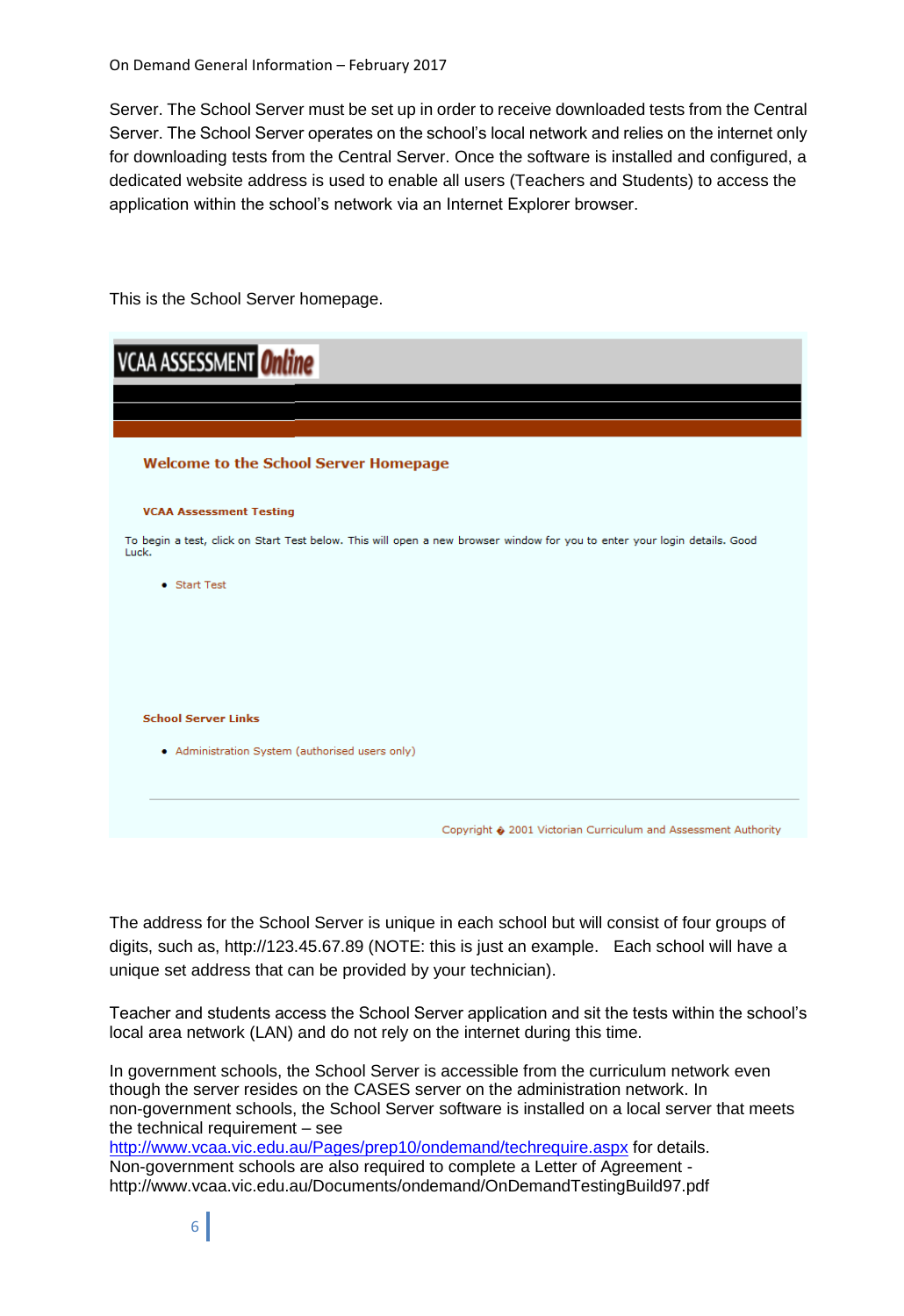Server. The School Server must be set up in order to receive downloaded tests from the Central Server. The School Server operates on the school's local network and relies on the internet only for downloading tests from the Central Server. Once the software is installed and configured, a dedicated website address is used to enable all users (Teachers and Students) to access the application within the school's network via an Internet Explorer browser.

This is the School Server homepage.

VCAA ASSESSMENT Online

**Welcome to the School Server Homepage**

**VCAA Assessment Testing**

To begin a test, click on Start Test below. This will open a new browser window for you to enter your login details. Good Luck.

- Start Test

**School Server Links**

- Administration System (authorised users only)

Copyright � 2001 Victorian Curriculum and Assessment Authority

The address for the School Server is unique in each school but will consist of four groups of digits, such as, http://123.45.67.89 (NOTE: this is just an example. Each school will have a unique set address that can be provided by your technician).

Teacher and students access the School Server application and sit the tests within the school's local area network (LAN) and do not rely on the internet during this time.

In government schools, the School Server is accessible from the curriculum network even though the server resides on the CASES server on the administration network. In non-government schools, the School Server software is installed on a local server that meets the technical requirement – see http://www.vcaa.vic.edu.au/Pages/prep10/ondemand/techrequire.aspx for details. Non-government schools are also required to complete a Letter of Agreement - http://www.vcaa.vic.edu.au/Documents/ondemand/OnDemandTestingBuild97.pdf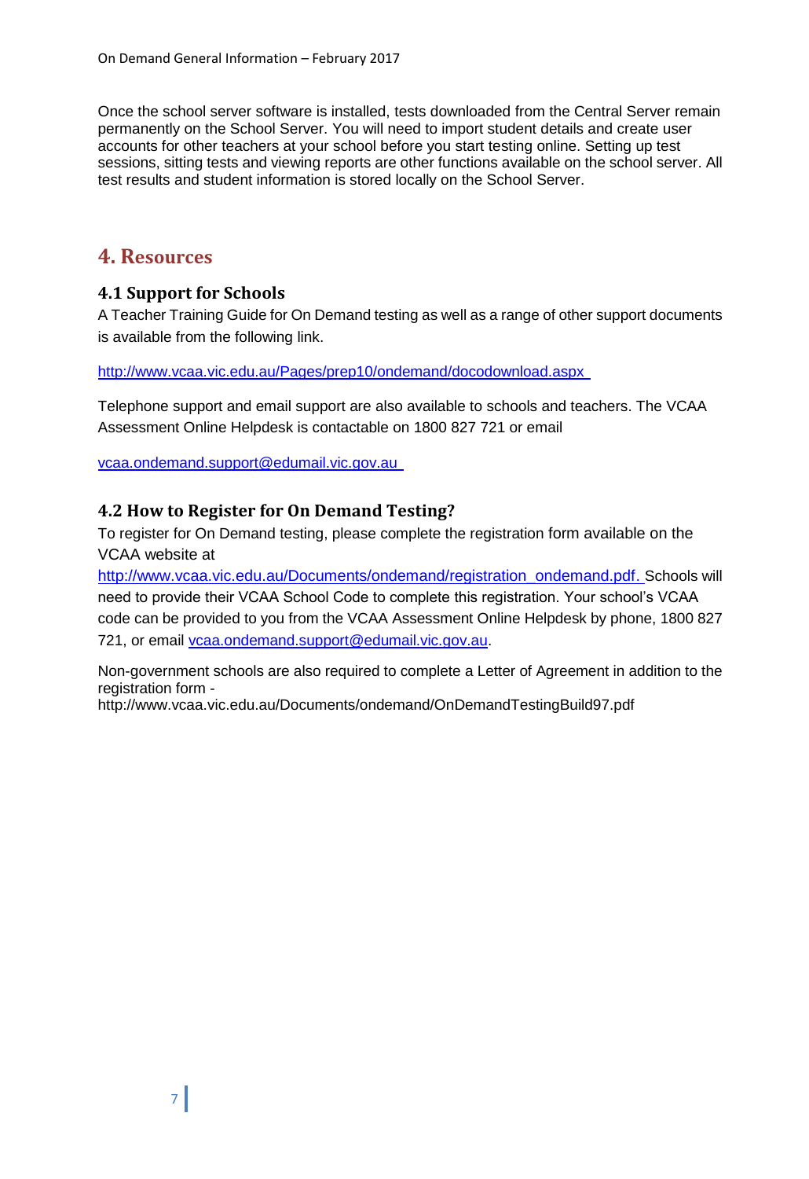Once the school server software is installed, tests downloaded from the Central Server remain permanently on the School Server. You will need to import student details and create user accounts for other teachers at your school before you start testing online. Setting up test sessions, sitting tests and viewing reports are other functions available on the school server. All test results and student information is stored locally on the School Server.

# 4. Resources

## 4.1 Support for Schools

A Teacher Training Guide for On Demand testing as well as a range of other support documents is available from the following link.

http://www.vcaa.vic.edu.au/Pages/prep10/ondemand/docodownload.aspx

Telephone support and email support are also available to schools and teachers. The VCAA Assessment Online Helpdesk is contactable on 1800 827 721 or email

vcaa.ondemand.support@edumail.vic.gov.au

## 4.2 How to Register for On Demand Testing?

To register for On Demand testing, please complete the registration form available on the VCAA website at http://www.vcaa.vic.edu.au/Documents/ondemand/registration_ondemand.pdf. Schools will need to provide their VCAA School Code to complete this registration. Your school's VCAA code can be provided to you from the VCAA Assessment Online Helpdesk by phone, 1800 827 721, or email vcaa.ondemand.support@edumail.vic.gov.au.

Non-government schools are also required to complete a Letter of Agreement in addition to the registration form - http://www.vcaa.vic.edu.au/Documents/ondemand/OnDemandTestingBuild97.pdf